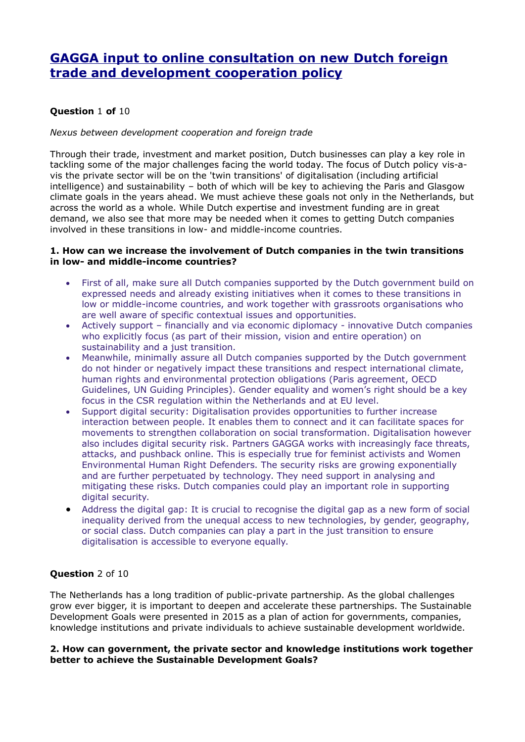# GAGGA input to online consultation on new Dutch foreign trade and development cooperation policy

**Question** 1 **of** 10

*Nexus between development cooperation and foreign trade*

Through their trade, investment and market position, Dutch businesses can play a key role in tackling some of the major challenges facing the world today. The focus of Dutch policy vis-a-vis the private sector will be on the 'twin transitions' of digitalisation (including artificial intelligence) and sustainability – both of which will be key to achieving the Paris and Glasgow climate goals in the years ahead. We must achieve these goals not only in the Netherlands, but across the world as a whole. While Dutch expertise and investment funding are in great demand, we also see that more may be needed when it comes to getting Dutch companies involved in these transitions in low- and middle-income countries.

**1. How can we increase the involvement of Dutch companies in the twin transitions in low- and middle-income countries?**

- First of all, make sure all Dutch companies supported by the Dutch government build on expressed needs and already existing initiatives when it comes to these transitions in low or middle-income countries, and work together with grassroots organisations who are well aware of specific contextual issues and opportunities.
- Actively support – financially and via economic diplomacy - innovative Dutch companies who explicitly focus (as part of their mission, vision and entire operation) on sustainability and a just transition.
- Meanwhile, minimally assure all Dutch companies supported by the Dutch government do not hinder or negatively impact these transitions and respect international climate, human rights and environmental protection obligations (Paris agreement, OECD Guidelines, UN Guiding Principles). Gender equality and women's right should be a key focus in the CSR regulation within the Netherlands and at EU level.
- Support digital security: Digitalisation provides opportunities to further increase interaction between people. It enables them to connect and it can facilitate spaces for movements to strengthen collaboration on social transformation. Digitalisation however also includes digital security risk. Partners GAGGA works with increasingly face threats, attacks, and pushback online. This is especially true for feminist activists and Women Environmental Human Right Defenders. The security risks are growing exponentially and are further perpetuated by technology. They need support in analysing and mitigating these risks. Dutch companies could play an important role in supporting digital security.
- Address the digital gap: It is crucial to recognise the digital gap as a new form of social inequality derived from the unequal access to new technologies, by gender, geography, or social class. Dutch companies can play a part in the just transition to ensure digitalisation is accessible to everyone equally.

**Question** 2 of 10

The Netherlands has a long tradition of public-private partnership. As the global challenges grow ever bigger, it is important to deepen and accelerate these partnerships. The Sustainable Development Goals were presented in 2015 as a plan of action for governments, companies, knowledge institutions and private individuals to achieve sustainable development worldwide.

**2. How can government, the private sector and knowledge institutions work together better to achieve the Sustainable Development Goals?**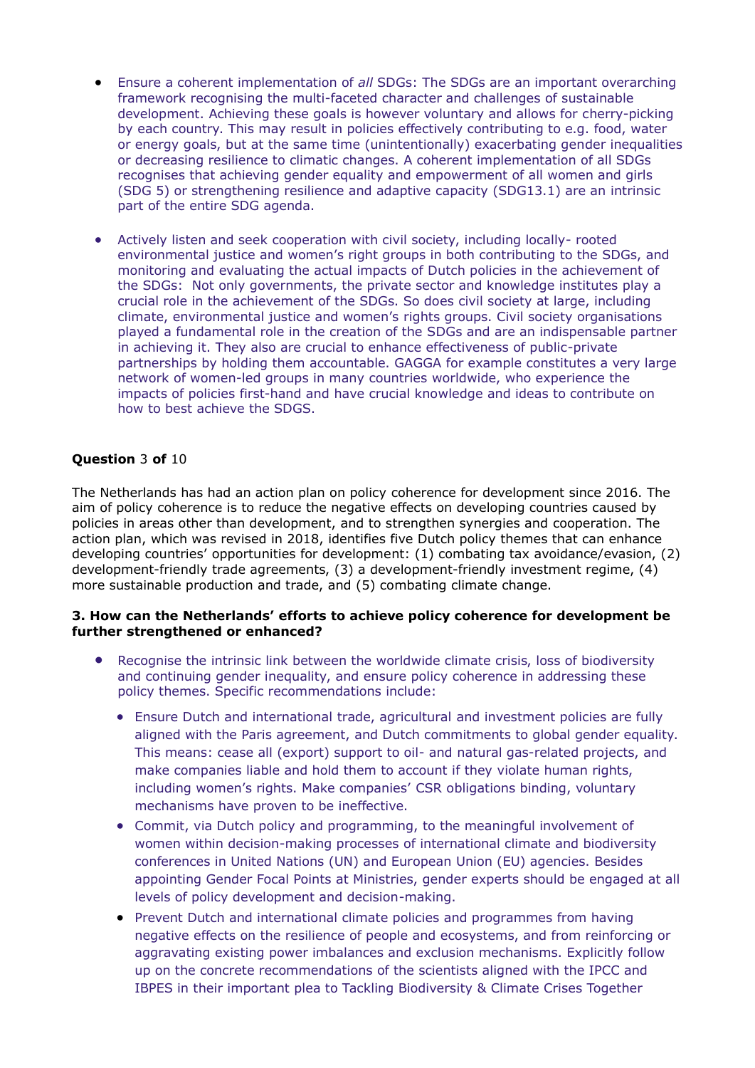- Ensure a coherent implementation of *all* SDGs: The SDGs are an important overarching framework recognising the multi-faceted character and challenges of sustainable development. Achieving these goals is however voluntary and allows for cherry-picking by each country. This may result in policies effectively contributing to e.g. food, water or energy goals, but at the same time (unintentionally) exacerbating gender inequalities or decreasing resilience to climatic changes. A coherent implementation of all SDGs recognises that achieving gender equality and empowerment of all women and girls (SDG 5) or strengthening resilience and adaptive capacity (SDG13.1) are an intrinsic part of the entire SDG agenda.

- Actively listen and seek cooperation with civil society, including locally- rooted environmental justice and women's right groups in both contributing to the SDGs, and monitoring and evaluating the actual impacts of Dutch policies in the achievement of the SDGs: Not only governments, the private sector and knowledge institutes play a crucial role in the achievement of the SDGs. So does civil society at large, including climate, environmental justice and women's rights groups. Civil society organisations played a fundamental role in the creation of the SDGs and are an indispensable partner in achieving it. They also are crucial to enhance effectiveness of public-private partnerships by holding them accountable. GAGGA for example constitutes a very large network of women-led groups in many countries worldwide, who experience the impacts of policies first-hand and have crucial knowledge and ideas to contribute on how to best achieve the SDGS.

**Question** 3 **of** 10

The Netherlands has had an action plan on policy coherence for development since 2016. The aim of policy coherence is to reduce the negative effects on developing countries caused by policies in areas other than development, and to strengthen synergies and cooperation. The action plan, which was revised in 2018, identifies five Dutch policy themes that can enhance developing countries' opportunities for development: (1) combating tax avoidance/evasion, (2) development-friendly trade agreements, (3) a development-friendly investment regime, (4) more sustainable production and trade, and (5) combating climate change.

**3. How can the Netherlands' efforts to achieve policy coherence for development be further strengthened or enhanced?**

- Recognise the intrinsic link between the worldwide climate crisis, loss of biodiversity and continuing gender inequality, and ensure policy coherence in addressing these policy themes. Specific recommendations include:
  - Ensure Dutch and international trade, agricultural and investment policies are fully aligned with the Paris agreement, and Dutch commitments to global gender equality. This means: cease all (export) support to oil- and natural gas-related projects, and make companies liable and hold them to account if they violate human rights, including women's rights. Make companies' CSR obligations binding, voluntary mechanisms have proven to be ineffective.
  - Commit, via Dutch policy and programming, to the meaningful involvement of women within decision-making processes of international climate and biodiversity conferences in United Nations (UN) and European Union (EU) agencies. Besides appointing Gender Focal Points at Ministries, gender experts should be engaged at all levels of policy development and decision-making.
  - Prevent Dutch and international climate policies and programmes from having negative effects on the resilience of people and ecosystems, and from reinforcing or aggravating existing power imbalances and exclusion mechanisms. Explicitly follow up on the concrete recommendations of the scientists aligned with the IPCC and IBPES in their important plea to Tackling Biodiversity & Climate Crises Together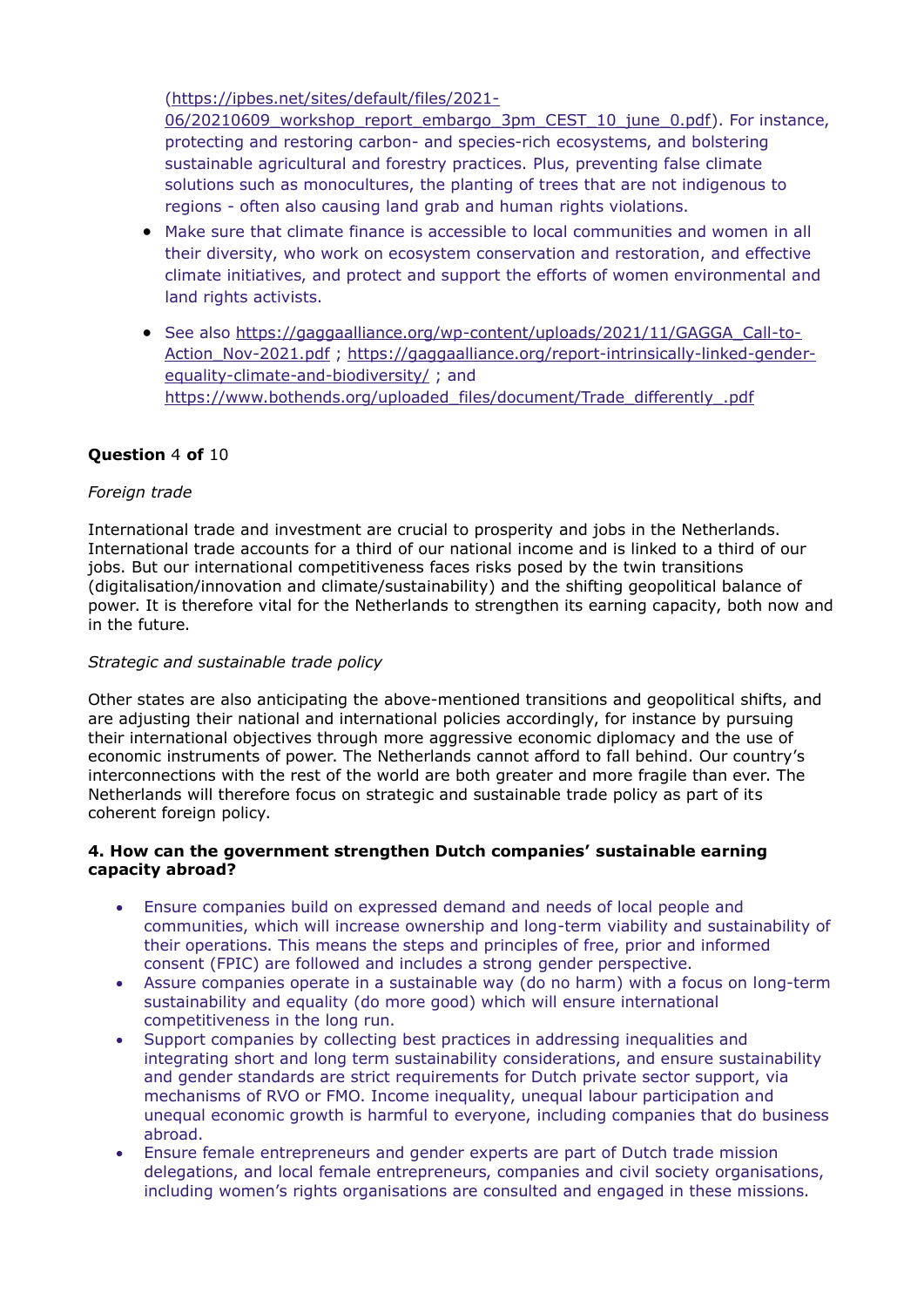(https://ipbes.net/sites/default/files/2021-06/20210609_workshop_report_embargo_3pm_CEST_10_june_0.pdf). For instance, protecting and restoring carbon- and species-rich ecosystems, and bolstering sustainable agricultural and forestry practices. Plus, preventing false climate solutions such as monocultures, the planting of trees that are not indigenous to regions - often also causing land grab and human rights violations.

- Make sure that climate finance is accessible to local communities and women in all their diversity, who work on ecosystem conservation and restoration, and effective climate initiatives, and protect and support the efforts of women environmental and land rights activists.

- See also https://gaggaalliance.org/wp-content/uploads/2021/11/GAGGA_Call-to-Action_Nov-2021.pdf ; https://gaggaalliance.org/report-intrinsically-linked-gender-equality-climate-and-biodiversity/ ; and https://www.bothends.org/uploaded_files/document/Trade_differently_.pdf

**Question** 4 **of** 10

*Foreign trade*

International trade and investment are crucial to prosperity and jobs in the Netherlands. International trade accounts for a third of our national income and is linked to a third of our jobs. But our international competitiveness faces risks posed by the twin transitions (digitalisation/innovation and climate/sustainability) and the shifting geopolitical balance of power. It is therefore vital for the Netherlands to strengthen its earning capacity, both now and in the future.

*Strategic and sustainable trade policy*

Other states are also anticipating the above-mentioned transitions and geopolitical shifts, and are adjusting their national and international policies accordingly, for instance by pursuing their international objectives through more aggressive economic diplomacy and the use of economic instruments of power. The Netherlands cannot afford to fall behind. Our country's interconnections with the rest of the world are both greater and more fragile than ever. The Netherlands will therefore focus on strategic and sustainable trade policy as part of its coherent foreign policy.

**4. How can the government strengthen Dutch companies' sustainable earning capacity abroad?**

- Ensure companies build on expressed demand and needs of local people and communities, which will increase ownership and long-term viability and sustainability of their operations. This means the steps and principles of free, prior and informed consent (FPIC) are followed and includes a strong gender perspective.
- Assure companies operate in a sustainable way (do no harm) with a focus on long-term sustainability and equality (do more good) which will ensure international competitiveness in the long run.
- Support companies by collecting best practices in addressing inequalities and integrating short and long term sustainability considerations, and ensure sustainability and gender standards are strict requirements for Dutch private sector support, via mechanisms of RVO or FMO. Income inequality, unequal labour participation and unequal economic growth is harmful to everyone, including companies that do business abroad.
- Ensure female entrepreneurs and gender experts are part of Dutch trade mission delegations, and local female entrepreneurs, companies and civil society organisations, including women's rights organisations are consulted and engaged in these missions.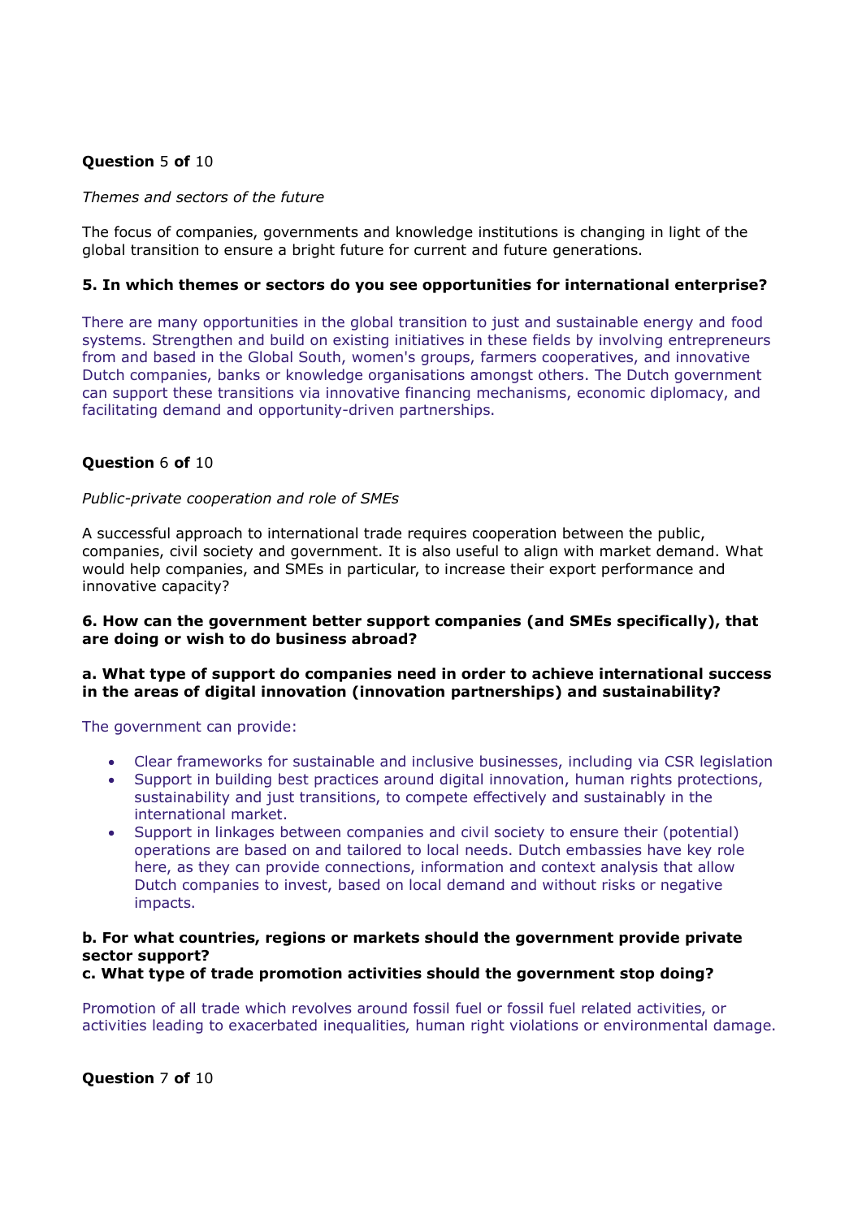**Question** 5 **of** 10

*Themes and sectors of the future*

The focus of companies, governments and knowledge institutions is changing in light of the global transition to ensure a bright future for current and future generations.

**5. In which themes or sectors do you see opportunities for international enterprise?**

There are many opportunities in the global transition to just and sustainable energy and food systems. Strengthen and build on existing initiatives in these fields by involving entrepreneurs from and based in the Global South, women's groups, farmers cooperatives, and innovative Dutch companies, banks or knowledge organisations amongst others. The Dutch government can support these transitions via innovative financing mechanisms, economic diplomacy, and facilitating demand and opportunity-driven partnerships.

**Question** 6 **of** 10

*Public-private cooperation and role of SMEs*

A successful approach to international trade requires cooperation between the public, companies, civil society and government. It is also useful to align with market demand. What would help companies, and SMEs in particular, to increase their export performance and innovative capacity?

**6. How can the government better support companies (and SMEs specifically), that are doing or wish to do business abroad?**

**a. What type of support do companies need in order to achieve international success in the areas of digital innovation (innovation partnerships) and sustainability?**

The government can provide:

- Clear frameworks for sustainable and inclusive businesses, including via CSR legislation
- Support in building best practices around digital innovation, human rights protections, sustainability and just transitions, to compete effectively and sustainably in the international market.
- Support in linkages between companies and civil society to ensure their (potential) operations are based on and tailored to local needs. Dutch embassies have key role here, as they can provide connections, information and context analysis that allow Dutch companies to invest, based on local demand and without risks or negative impacts.

**b. For what countries, regions or markets should the government provide private sector support?**
**c. What type of trade promotion activities should the government stop doing?**

Promotion of all trade which revolves around fossil fuel or fossil fuel related activities, or activities leading to exacerbated inequalities, human right violations or environmental damage.

**Question** 7 **of** 10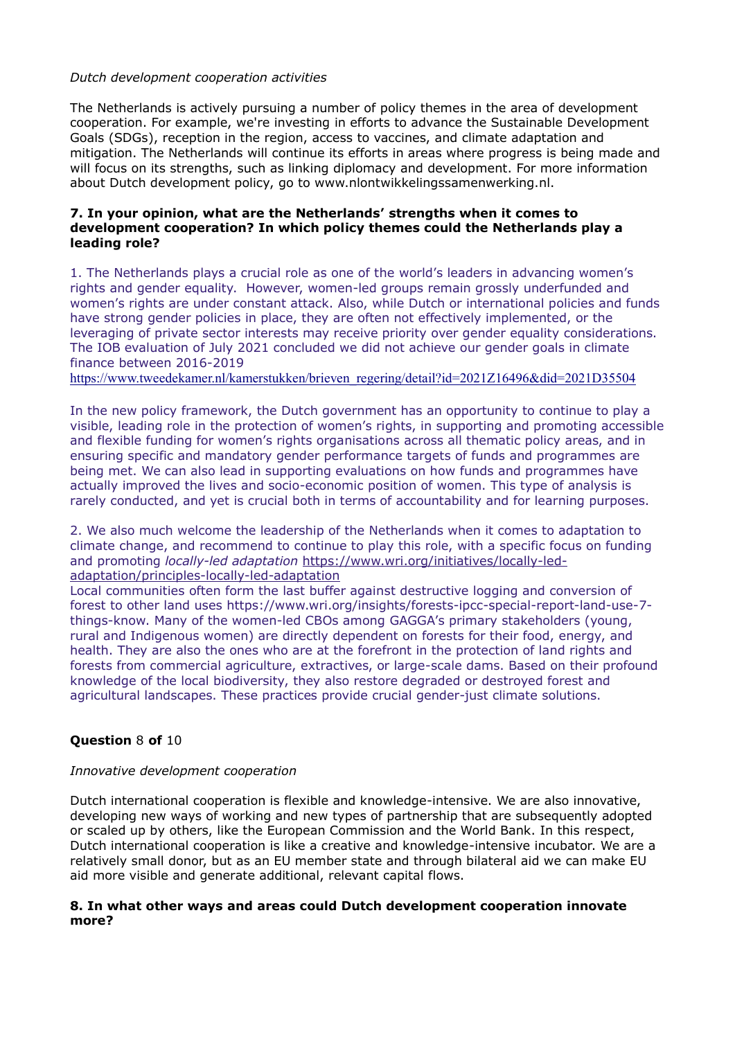*Dutch development cooperation activities*

The Netherlands is actively pursuing a number of policy themes in the area of development cooperation. For example, we're investing in efforts to advance the Sustainable Development Goals (SDGs), reception in the region, access to vaccines, and climate adaptation and mitigation. The Netherlands will continue its efforts in areas where progress is being made and will focus on its strengths, such as linking diplomacy and development. For more information about Dutch development policy, go to www.nlontwikkelingssamenwerking.nl.

**7. In your opinion, what are the Netherlands' strengths when it comes to development cooperation? In which policy themes could the Netherlands play a leading role?**

1. The Netherlands plays a crucial role as one of the world's leaders in advancing women's rights and gender equality. However, women-led groups remain grossly underfunded and women's rights are under constant attack. Also, while Dutch or international policies and funds have strong gender policies in place, they are often not effectively implemented, or the leveraging of private sector interests may receive priority over gender equality considerations. The IOB evaluation of July 2021 concluded we did not achieve our gender goals in climate finance between 2016-2019 https://www.tweedekamer.nl/kamerstukken/brieven_regering/detail?id=2021Z16496&did=2021D35504

In the new policy framework, the Dutch government has an opportunity to continue to play a visible, leading role in the protection of women's rights, in supporting and promoting accessible and flexible funding for women's rights organisations across all thematic policy areas, and in ensuring specific and mandatory gender performance targets of funds and programmes are being met. We can also lead in supporting evaluations on how funds and programmes have actually improved the lives and socio-economic position of women. This type of analysis is rarely conducted, and yet is crucial both in terms of accountability and for learning purposes.

2. We also much welcome the leadership of the Netherlands when it comes to adaptation to climate change, and recommend to continue to play this role, with a specific focus on funding and promoting *locally-led adaptation* https://www.wri.org/initiatives/locally-led-adaptation/principles-locally-led-adaptation
Local communities often form the last buffer against destructive logging and conversion of forest to other land uses https://www.wri.org/insights/forests-ipcc-special-report-land-use-7-things-know. Many of the women-led CBOs among GAGGA's primary stakeholders (young, rural and Indigenous women) are directly dependent on forests for their food, energy, and health. They are also the ones who are at the forefront in the protection of land rights and forests from commercial agriculture, extractives, or large-scale dams. Based on their profound knowledge of the local biodiversity, they also restore degraded or destroyed forest and agricultural landscapes. These practices provide crucial gender-just climate solutions.

**Question** 8 **of** 10

*Innovative development cooperation*

Dutch international cooperation is flexible and knowledge-intensive. We are also innovative, developing new ways of working and new types of partnership that are subsequently adopted or scaled up by others, like the European Commission and the World Bank. In this respect, Dutch international cooperation is like a creative and knowledge-intensive incubator. We are a relatively small donor, but as an EU member state and through bilateral aid we can make EU aid more visible and generate additional, relevant capital flows.

**8. In what other ways and areas could Dutch development cooperation innovate more?**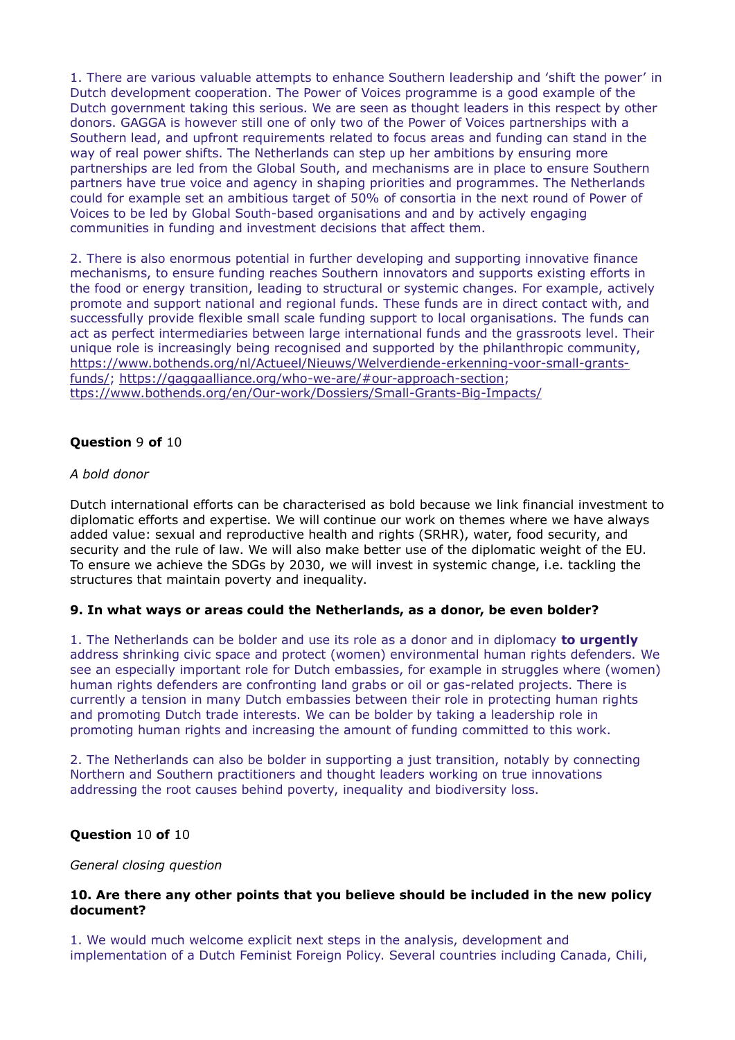1. There are various valuable attempts to enhance Southern leadership and 'shift the power' in Dutch development cooperation. The Power of Voices programme is a good example of the Dutch government taking this serious. We are seen as thought leaders in this respect by other donors. GAGGA is however still one of only two of the Power of Voices partnerships with a Southern lead, and upfront requirements related to focus areas and funding can stand in the way of real power shifts. The Netherlands can step up her ambitions by ensuring more partnerships are led from the Global South, and mechanisms are in place to ensure Southern partners have true voice and agency in shaping priorities and programmes. The Netherlands could for example set an ambitious target of 50% of consortia in the next round of Power of Voices to be led by Global South-based organisations and and by actively engaging communities in funding and investment decisions that affect them.

2. There is also enormous potential in further developing and supporting innovative finance mechanisms, to ensure funding reaches Southern innovators and supports existing efforts in the food or energy transition, leading to structural or systemic changes. For example, actively promote and support national and regional funds. These funds are in direct contact with, and successfully provide flexible small scale funding support to local organisations. The funds can act as perfect intermediaries between large international funds and the grassroots level. Their unique role is increasingly being recognised and supported by the philanthropic community, https://www.bothends.org/nl/Actueel/Nieuws/Welverdiende-erkenning-voor-small-grants-funds/; https://gaggaalliance.org/who-we-are/#our-approach-section; ttps://www.bothends.org/en/Our-work/Dossiers/Small-Grants-Big-Impacts/

**Question** 9 **of** 10

*A bold donor*

Dutch international efforts can be characterised as bold because we link financial investment to diplomatic efforts and expertise. We will continue our work on themes where we have always added value: sexual and reproductive health and rights (SRHR), water, food security, and security and the rule of law. We will also make better use of the diplomatic weight of the EU. To ensure we achieve the SDGs by 2030, we will invest in systemic change, i.e. tackling the structures that maintain poverty and inequality.

**9. In what ways or areas could the Netherlands, as a donor, be even bolder?**

1. The Netherlands can be bolder and use its role as a donor and in diplomacy **to urgently** address shrinking civic space and protect (women) environmental human rights defenders. We see an especially important role for Dutch embassies, for example in struggles where (women) human rights defenders are confronting land grabs or oil or gas-related projects. There is currently a tension in many Dutch embassies between their role in protecting human rights and promoting Dutch trade interests. We can be bolder by taking a leadership role in promoting human rights and increasing the amount of funding committed to this work.

2. The Netherlands can also be bolder in supporting a just transition, notably by connecting Northern and Southern practitioners and thought leaders working on true innovations addressing the root causes behind poverty, inequality and biodiversity loss.

**Question** 10 **of** 10

*General closing question*

**10. Are there any other points that you believe should be included in the new policy document?**

1. We would much welcome explicit next steps in the analysis, development and implementation of a Dutch Feminist Foreign Policy. Several countries including Canada, Chili,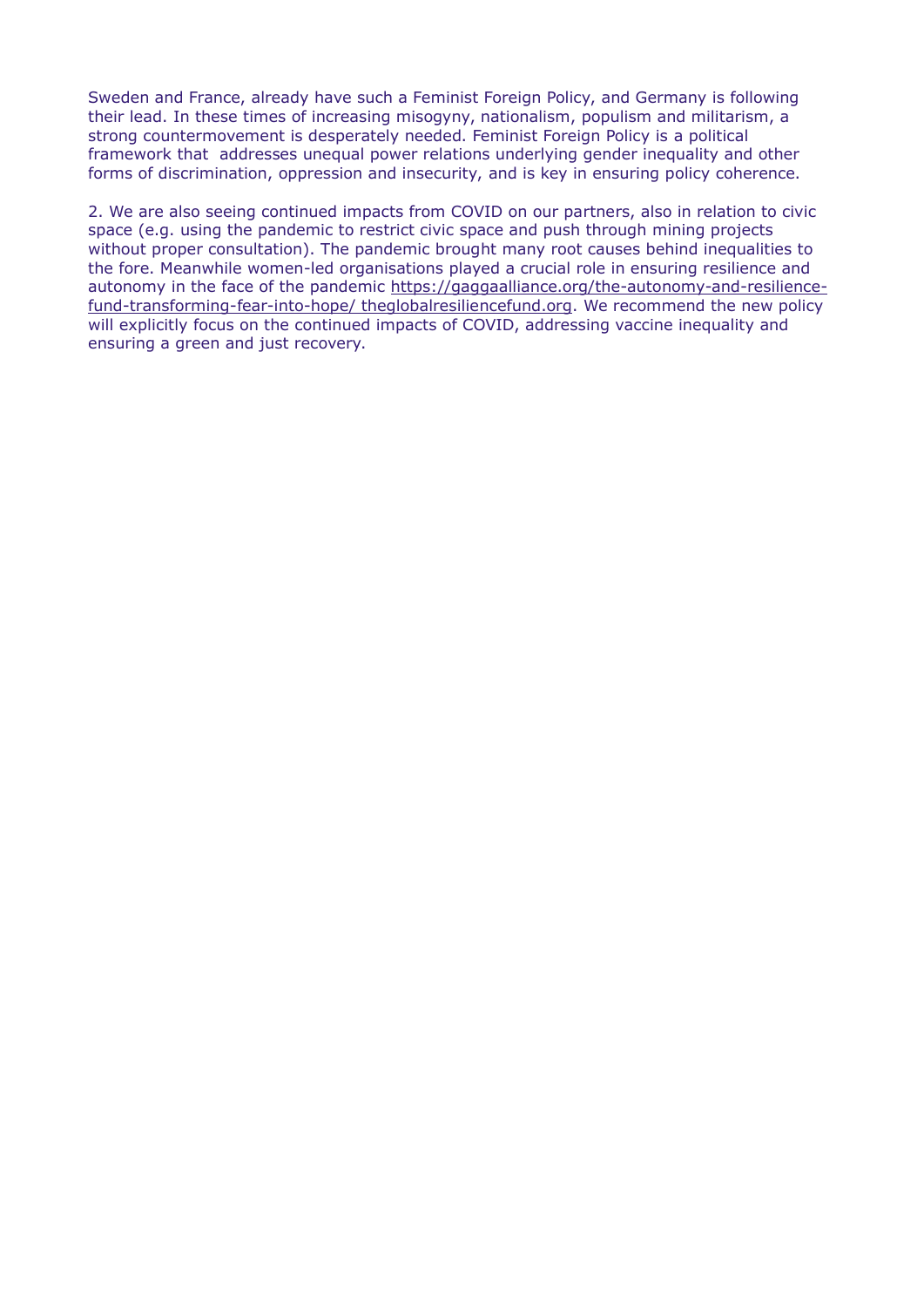Sweden and France, already have such a Feminist Foreign Policy, and Germany is following their lead. In these times of increasing misogyny, nationalism, populism and militarism, a strong countermovement is desperately needed. Feminist Foreign Policy is a political framework that addresses unequal power relations underlying gender inequality and other forms of discrimination, oppression and insecurity, and is key in ensuring policy coherence.

2. We are also seeing continued impacts from COVID on our partners, also in relation to civic space (e.g. using the pandemic to restrict civic space and push through mining projects without proper consultation). The pandemic brought many root causes behind inequalities to the fore. Meanwhile women-led organisations played a crucial role in ensuring resilience and autonomy in the face of the pandemic https://gaggaalliance.org/the-autonomy-and-resilience-fund-transforming-fear-into-hope/ theglobalresiliencefund.org. We recommend the new policy will explicitly focus on the continued impacts of COVID, addressing vaccine inequality and ensuring a green and just recovery.